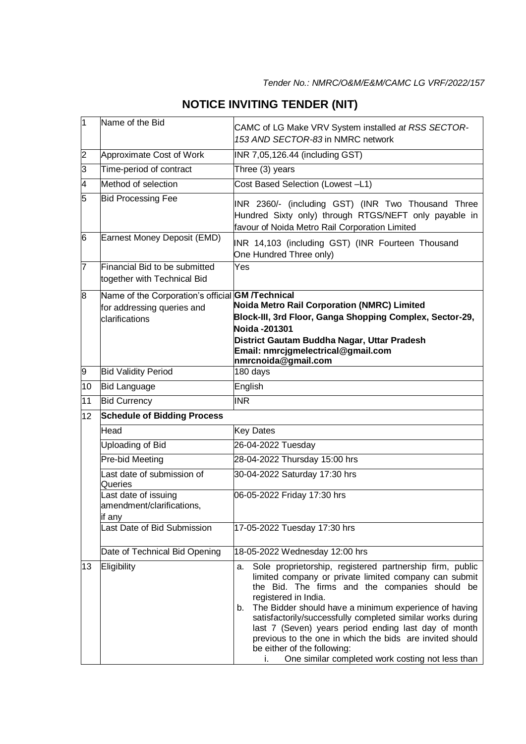*Tender No.: NMRC/O&M/E&M/CAMC LG VRF/2022/157*

# NOTICE INVITING TENDER (NIT)

| | | |
|---|---|---|
| 1 | Name of the Bid | CAMC of LG Make VRV System installed *at RSS SECTOR-153 AND SECTOR-83* in NMRC network |
| 2 | Approximate Cost of Work | INR 7,05,126.44 (including GST) |
| 3 | Time-period of contract | Three (3) years |
| 4 | Method of selection | Cost Based Selection (Lowest –L1) |
| 5 | Bid Processing Fee | INR 2360/- (including GST) (INR Two Thousand Three Hundred Sixty only) through RTGS/NEFT only payable in favour of Noida Metro Rail Corporation Limited |
| 6 | Earnest Money Deposit (EMD) | INR 14,103 (including GST) (INR Fourteen Thousand One Hundred Three only) |
| 7 | Financial Bid to be submitted together with Technical Bid | Yes |
| 8 | Name of the Corporation's official for addressing queries and clarifications | **GM /Technical**<br>**Noida Metro Rail Corporation (NMRC) Limited**<br>**Block-III, 3rd Floor, Ganga Shopping Complex, Sector-29, Noida -201301**<br>**District Gautam Buddha Nagar, Uttar Pradesh**<br>**Email: nmrcjgmelectrical@gmail.com**<br>**nmrcnoida@gmail.com** |
| 9 | Bid Validity Period | 180 days |
| 10 | Bid Language | English |
| 11 | Bid Currency | INR |
| 12 | **Schedule of Bidding Process** | |
| | Head | Key Dates |
| | Uploading of Bid | 26-04-2022 Tuesday |
| | Pre-bid Meeting | 28-04-2022 Thursday 15:00 hrs |
| | Last date of submission of Queries | 30-04-2022 Saturday 17:30 hrs |
| | Last date of issuing amendment/clarifications, if any | 06-05-2022 Friday 17:30 hrs |
| | Last Date of Bid Submission | 17-05-2022 Tuesday 17:30 hrs |
| | Date of Technical Bid Opening | 18-05-2022 Wednesday 12:00 hrs |
| 13 | Eligibility | a. Sole proprietorship, registered partnership firm, public limited company or private limited company can submit the Bid. The firms and the companies should be registered in India.<br>b. The Bidder should have a minimum experience of having satisfactorily/successfully completed similar works during last 7 (Seven) years period ending last day of month previous to the one in which the bids are invited should be either of the following:<br>i. One similar completed work costing not less than |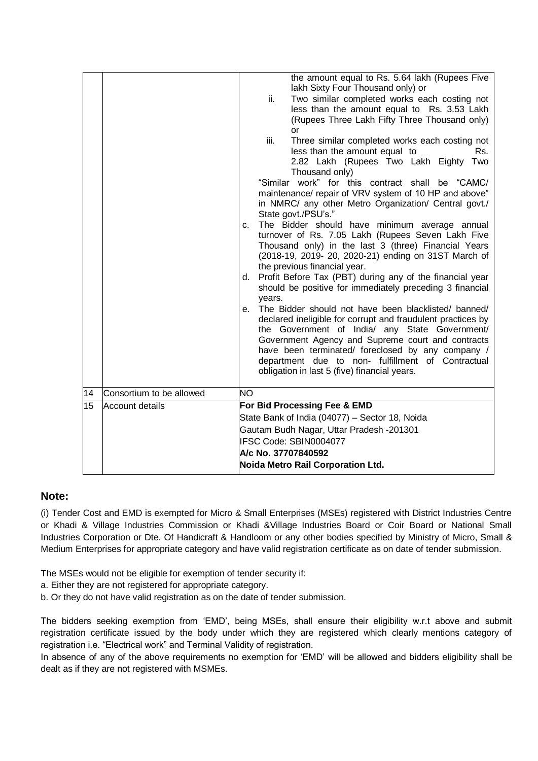| | | |
|---|---|---|
| | | the amount equal to Rs. 5.64 lakh (Rupees Five lakh Sixty Four Thousand only) or<br>ii. Two similar completed works each costing not less than the amount equal to Rs. 3.53 Lakh (Rupees Three Lakh Fifty Three Thousand only) or<br>iii. Three similar completed works each costing not less than the amount equal to Rs. 2.82 Lakh (Rupees Two Lakh Eighty Two Thousand only)<br>"Similar work" for this contract shall be "CAMC/ maintenance/ repair of VRV system of 10 HP and above" in NMRC/ any other Metro Organization/ Central govt./ State govt./PSU's."<br>c. The Bidder should have minimum average annual turnover of Rs. 7.05 Lakh (Rupees Seven Lakh Five Thousand only) in the last 3 (three) Financial Years (2018-19, 2019- 20, 2020-21) ending on 31ST March of the previous financial year.<br>d. Profit Before Tax (PBT) during any of the financial year should be positive for immediately preceding 3 financial years.<br>e. The Bidder should not have been blacklisted/ banned/ declared ineligible for corrupt and fraudulent practices by the Government of India/ any State Government/ Government Agency and Supreme court and contracts have been terminated/ foreclosed by any company / department due to non- fulfillment of Contractual obligation in last 5 (five) financial years. |
| 14 | Consortium to be allowed | NO |
| 15 | Account details | **For Bid Processing Fee & EMD**<br>State Bank of India (04077) – Sector 18, Noida<br>Gautam Budh Nagar, Uttar Pradesh -201301<br>IFSC Code: SBIN0004077<br>**A/c No. 37707840592**<br>**Noida Metro Rail Corporation Ltd.** |

## Note:

(i) Tender Cost and EMD is exempted for Micro & Small Enterprises (MSEs) registered with District Industries Centre or Khadi & Village Industries Commission or Khadi &Village Industries Board or Coir Board or National Small Industries Corporation or Dte. Of Handicraft & Handloom or any other bodies specified by Ministry of Micro, Small & Medium Enterprises for appropriate category and have valid registration certificate as on date of tender submission.

The MSEs would not be eligible for exemption of tender security if:

a. Either they are not registered for appropriate category.

b. Or they do not have valid registration as on the date of tender submission.

The bidders seeking exemption from 'EMD', being MSEs, shall ensure their eligibility w.r.t above and submit registration certificate issued by the body under which they are registered which clearly mentions category of registration i.e. "Electrical work" and Terminal Validity of registration.

In absence of any of the above requirements no exemption for 'EMD' will be allowed and bidders eligibility shall be dealt as if they are not registered with MSMEs.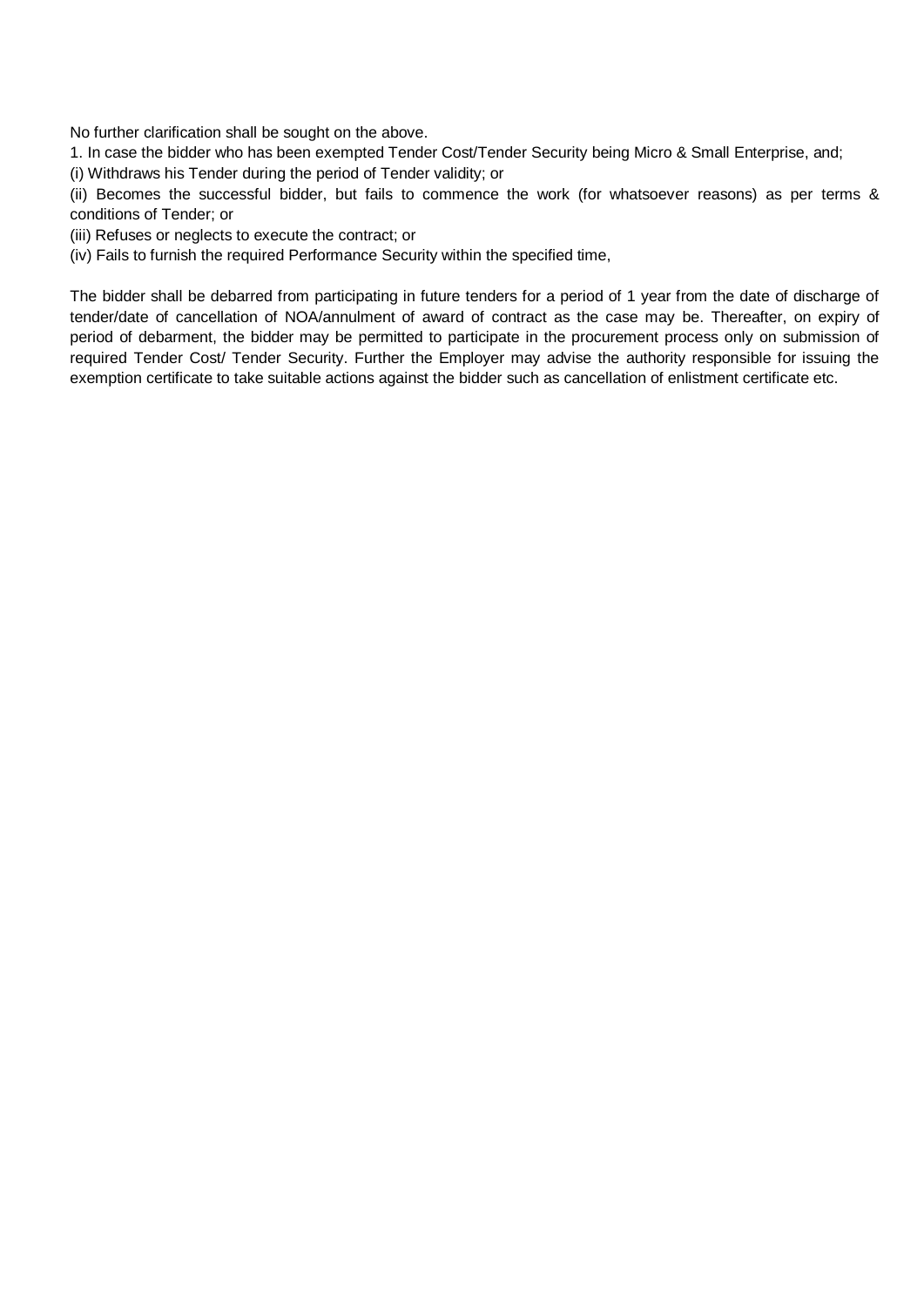No further clarification shall be sought on the above.

1. In case the bidder who has been exempted Tender Cost/Tender Security being Micro & Small Enterprise, and;

(i) Withdraws his Tender during the period of Tender validity; or

(ii) Becomes the successful bidder, but fails to commence the work (for whatsoever reasons) as per terms & conditions of Tender; or

(iii) Refuses or neglects to execute the contract; or

(iv) Fails to furnish the required Performance Security within the specified time,

The bidder shall be debarred from participating in future tenders for a period of 1 year from the date of discharge of tender/date of cancellation of NOA/annulment of award of contract as the case may be. Thereafter, on expiry of period of debarment, the bidder may be permitted to participate in the procurement process only on submission of required Tender Cost/ Tender Security. Further the Employer may advise the authority responsible for issuing the exemption certificate to take suitable actions against the bidder such as cancellation of enlistment certificate etc.